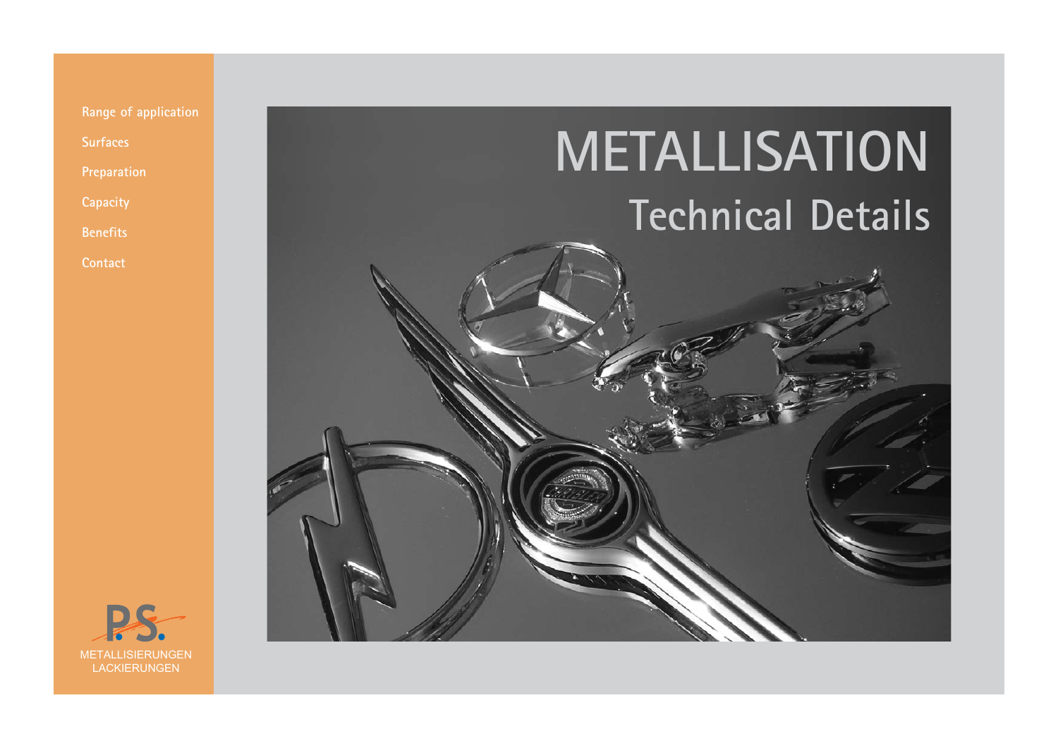- Range of application
- Surfaces
- Preparation
- Capacity
- Benefits
- Contact

# METALLISATION

## Technical Details

P.S.
METALLISIERUNGEN
LACKIERUNGEN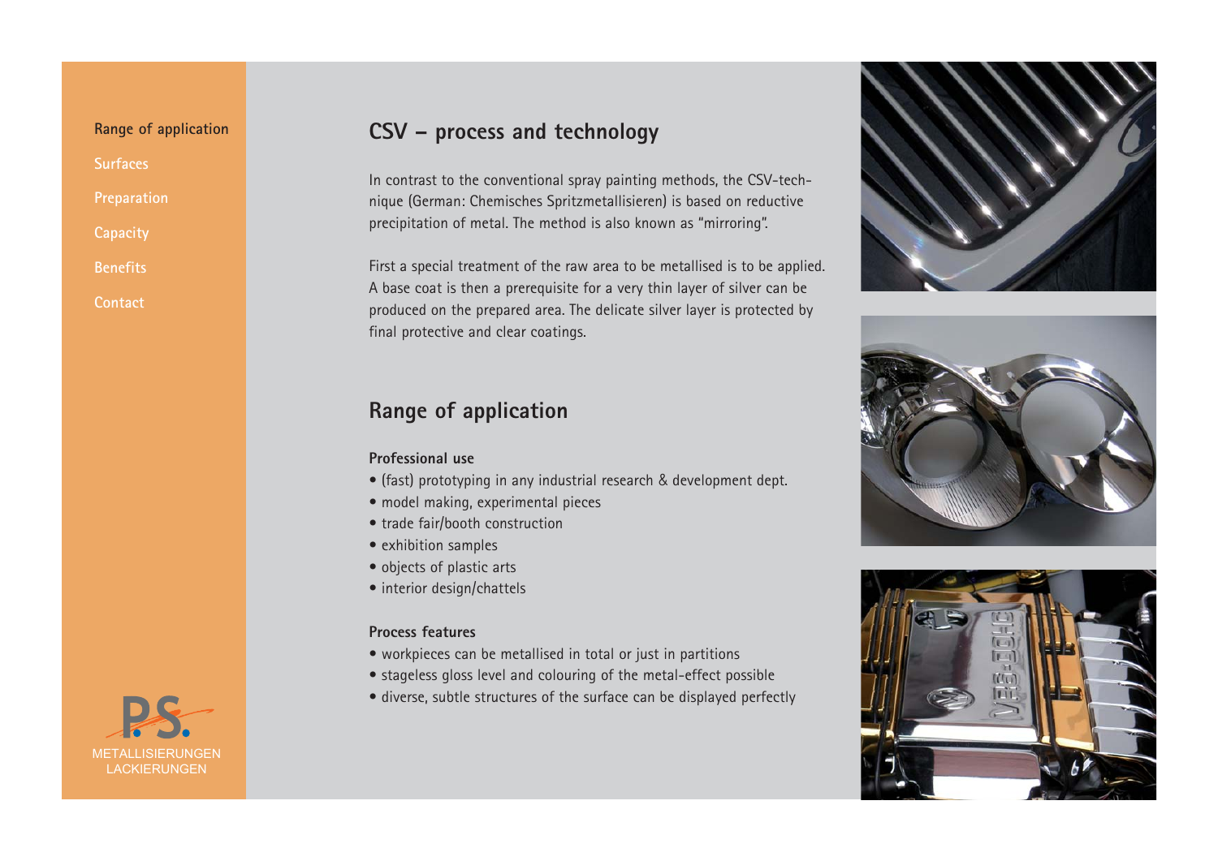Range of application

Surfaces

Preparation

Capacity

Benefits

Contact

## CSV – process and technology

In contrast to the conventional spray painting methods, the CSV-technique (German: Chemisches Spritzmetallisieren) is based on reductive precipitation of metal. The method is also known as "mirroring".

First a special treatment of the raw area to be metallised is to be applied. A base coat is then a prerequisite for a very thin layer of silver can be produced on the prepared area. The delicate silver layer is protected by final protective and clear coatings.

## Range of application

**Professional use**

- (fast) prototyping in any industrial research & development dept.
- model making, experimental pieces
- trade fair/booth construction
- exhibition samples
- objects of plastic arts
- interior design/chattels

**Process features**

- workpieces can be metallised in total or just in partitions
- stageless gloss level and colouring of the metal-effect possible
- diverse, subtle structures of the surface can be displayed perfectly

P.S.
METALLISIERUNGEN
LACKIERUNGEN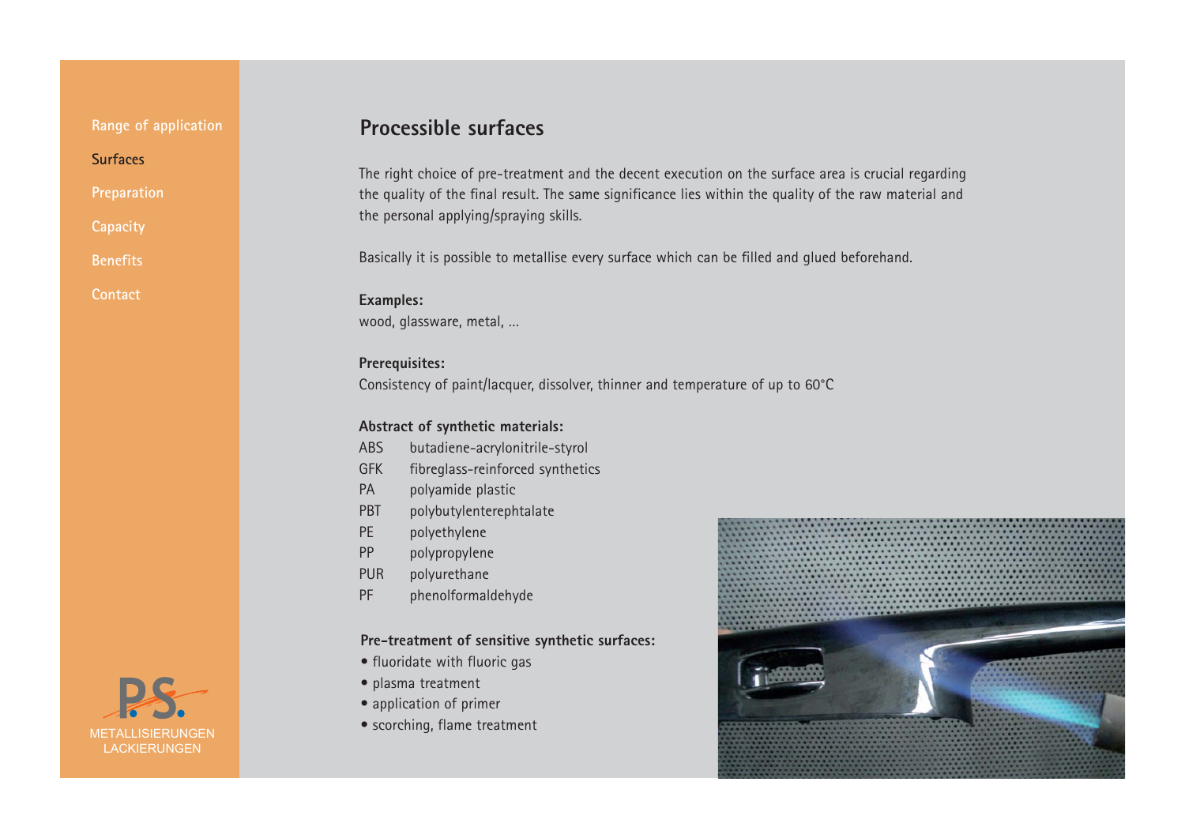# Processible surfaces

The right choice of pre-treatment and the decent execution on the surface area is crucial regarding the quality of the final result. The same significance lies within the quality of the raw material and the personal applying/spraying skills.

Basically it is possible to metallise every surface which can be filled and glued beforehand.

**Examples:**
wood, glassware, metal, ...

**Prerequisites:**
Consistency of paint/lacquer, dissolver, thinner and temperature of up to 60°C

**Abstract of synthetic materials:**

| | |
|---|---|
| ABS | butadiene-acrylonitrile-styrol |
| GFK | fibreglass-reinforced synthetics |
| PA | polyamide plastic |
| PBT | polybutylenterephtalate |
| PE | polyethylene |
| PP | polypropylene |
| PUR | polyurethane |
| PF | phenolformaldehyde |

**Pre-treatment of sensitive synthetic surfaces:**

- fluoridate with fluoric gas
- plasma treatment
- application of primer
- scorching, flame treatment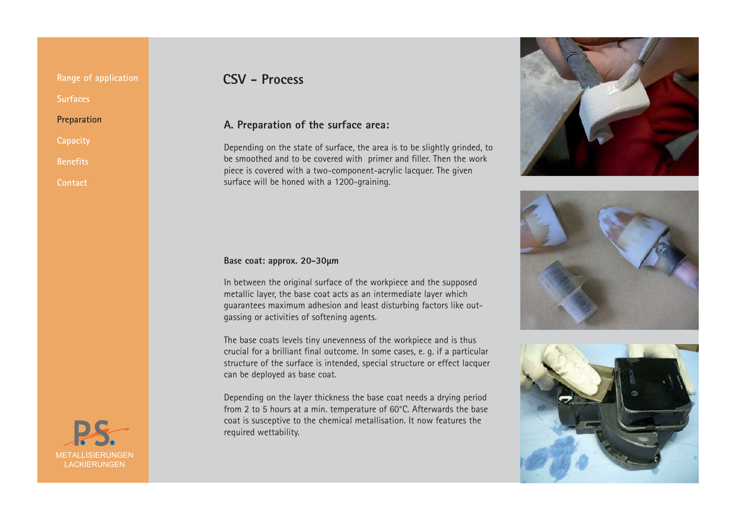Range of application

Surfaces

Preparation

Capacity

Benefits

Contact

# CSV - Process

## A. Preparation of the surface area:

Depending on the state of surface, the area is to be slightly grinded, to be smoothed and to be covered with primer and filler. Then the work piece is covered with a two-component-acrylic lacquer. The given surface will be honed with a 1200-graining.

**Base coat: approx. 20-30µm**

In between the original surface of the workpiece and the supposed metallic layer, the base coat acts as an intermediate layer which guarantees maximum adhesion and least disturbing factors like out-gassing or activities of softening agents.

The base coats levels tiny unevenness of the workpiece and is thus crucial for a brilliant final outcome. In some cases, e. g. if a particular structure of the surface is intended, special structure or effect lacquer can be deployed as base coat.

Depending on the layer thickness the base coat needs a drying period from 2 to 5 hours at a min. temperature of 60°C. Afterwards the base coat is susceptive to the chemical metallisation. It now features the required wettability.

P.S.
METALLISIERUNGEN
LACKIERUNGEN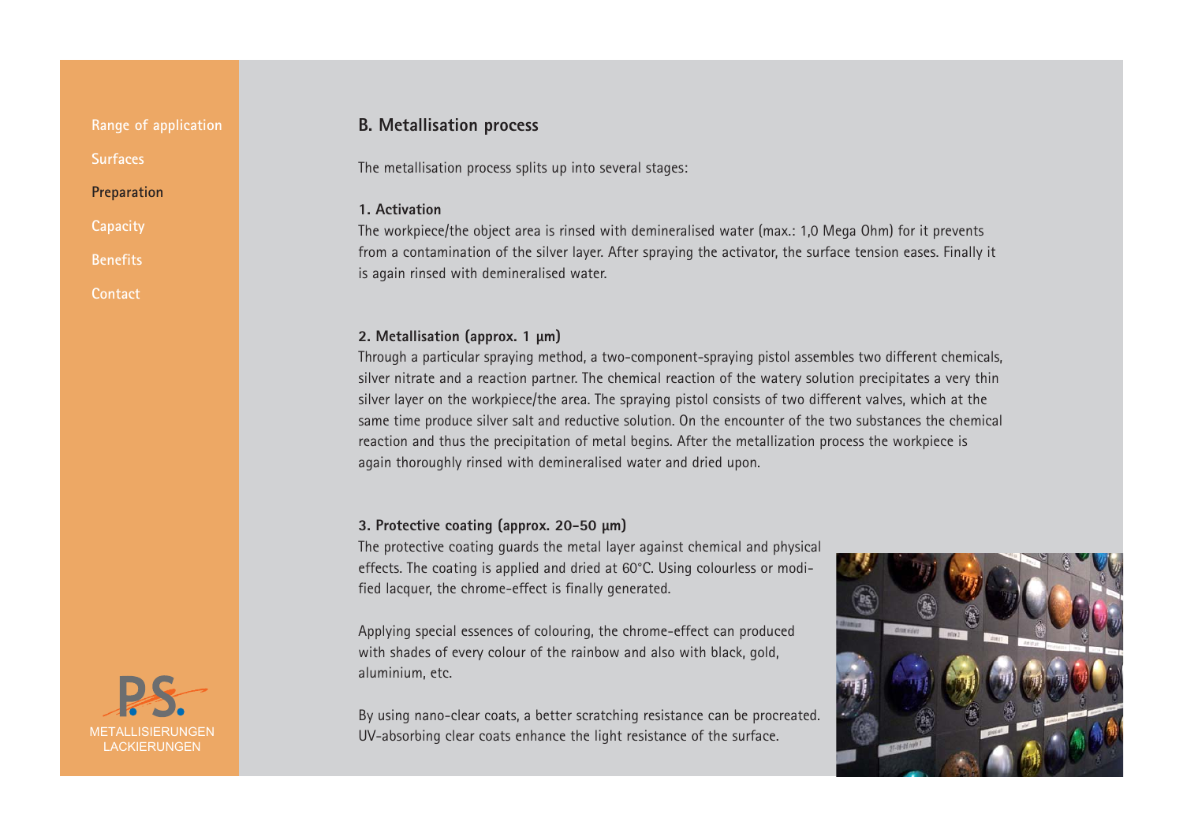Range of application

Surfaces

Preparation

Capacity

Benefits

Contact

## B. Metallisation process

The metallisation process splits up into several stages:

### 1. Activation

The workpiece/the object area is rinsed with demineralised water (max.: 1,0 Mega Ohm) for it prevents from a contamination of the silver layer. After spraying the activator, the surface tension eases. Finally it is again rinsed with demineralised water.

### 2. Metallisation (approx. 1 µm)

Through a particular spraying method, a two-component-spraying pistol assembles two different chemicals, silver nitrate and a reaction partner. The chemical reaction of the watery solution precipitates a very thin silver layer on the workpiece/the area. The spraying pistol consists of two different valves, which at the same time produce silver salt and reductive solution. On the encounter of the two substances the chemical reaction and thus the precipitation of metal begins. After the metallization process the workpiece is again thoroughly rinsed with demineralised water and dried upon.

### 3. Protective coating (approx. 20-50 µm)

The protective coating guards the metal layer against chemical and physical effects. The coating is applied and dried at 60°C. Using colourless or modified lacquer, the chrome-effect is finally generated.

Applying special essences of colouring, the chrome-effect can produced with shades of every colour of the rainbow and also with black, gold, aluminium, etc.

By using nano-clear coats, a better scratching resistance can be procreated. UV-absorbing clear coats enhance the light resistance of the surface.

P.S.
METALLISIERUNGEN
LACKIERUNGEN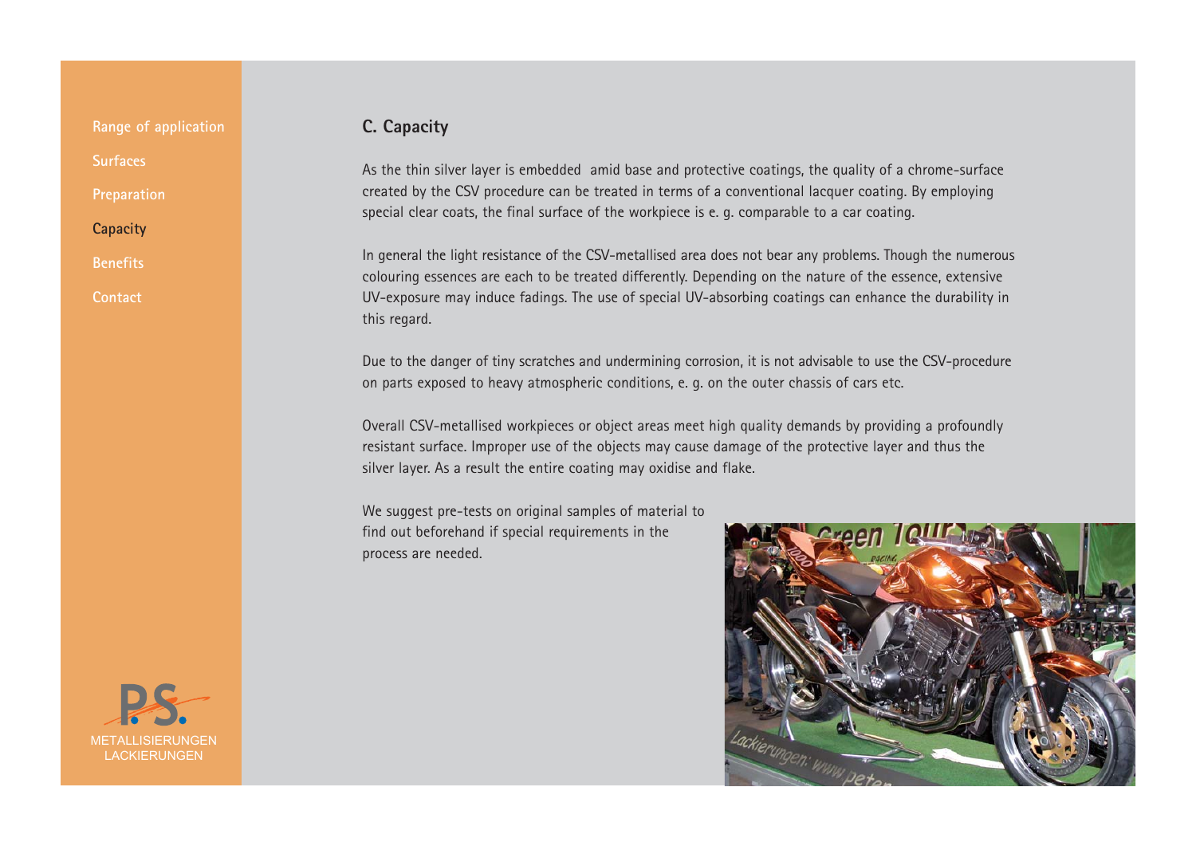Range of application

Surfaces

Preparation

Capacity

Benefits

Contact

## C. Capacity

As the thin silver layer is embedded amid base and protective coatings, the quality of a chrome-surface created by the CSV procedure can be treated in terms of a conventional lacquer coating. By employing special clear coats, the final surface of the workpiece is e. g. comparable to a car coating.

In general the light resistance of the CSV-metallised area does not bear any problems. Though the numerous colouring essences are each to be treated differently. Depending on the nature of the essence, extensive UV-exposure may induce fadings. The use of special UV-absorbing coatings can enhance the durability in this regard.

Due to the danger of tiny scratches and undermining corrosion, it is not advisable to use the CSV-procedure on parts exposed to heavy atmospheric conditions, e. g. on the outer chassis of cars etc.

Overall CSV-metallised workpieces or object areas meet high quality demands by providing a profoundly resistant surface. Improper use of the objects may cause damage of the protective layer and thus the silver layer. As a result the entire coating may oxidise and flake.

We suggest pre-tests on original samples of material to find out beforehand if special requirements in the process are needed.

P.S.
METALLISIERUNGEN
LACKIERUNGEN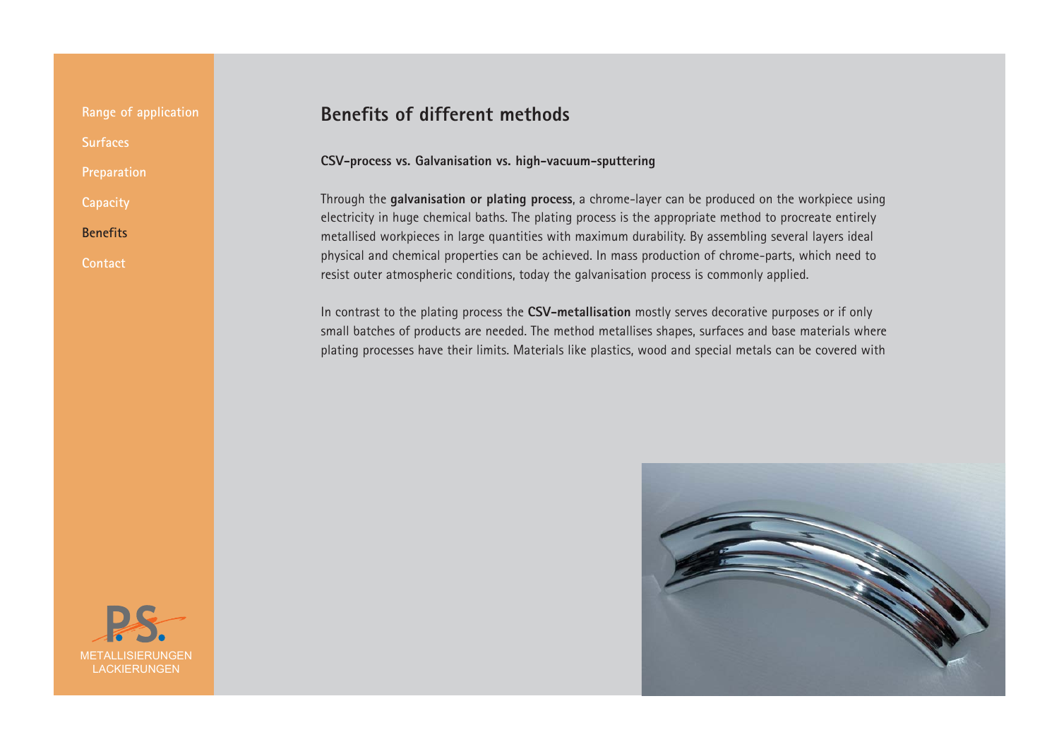## Benefits of different methods

**CSV-process vs. Galvanisation vs. high-vacuum-sputtering**

Through the **galvanisation or plating process**, a chrome-layer can be produced on the workpiece using electricity in huge chemical baths. The plating process is the appropriate method to procreate entirely metallised workpieces in large quantities with maximum durability. By assembling several layers ideal physical and chemical properties can be achieved. In mass production of chrome-parts, which need to resist outer atmospheric conditions, today the galvanisation process is commonly applied.

In contrast to the plating process the **CSV-metallisation** mostly serves decorative purposes or if only small batches of products are needed. The method metallises shapes, surfaces and base materials where plating processes have their limits. Materials like plastics, wood and special metals can be covered with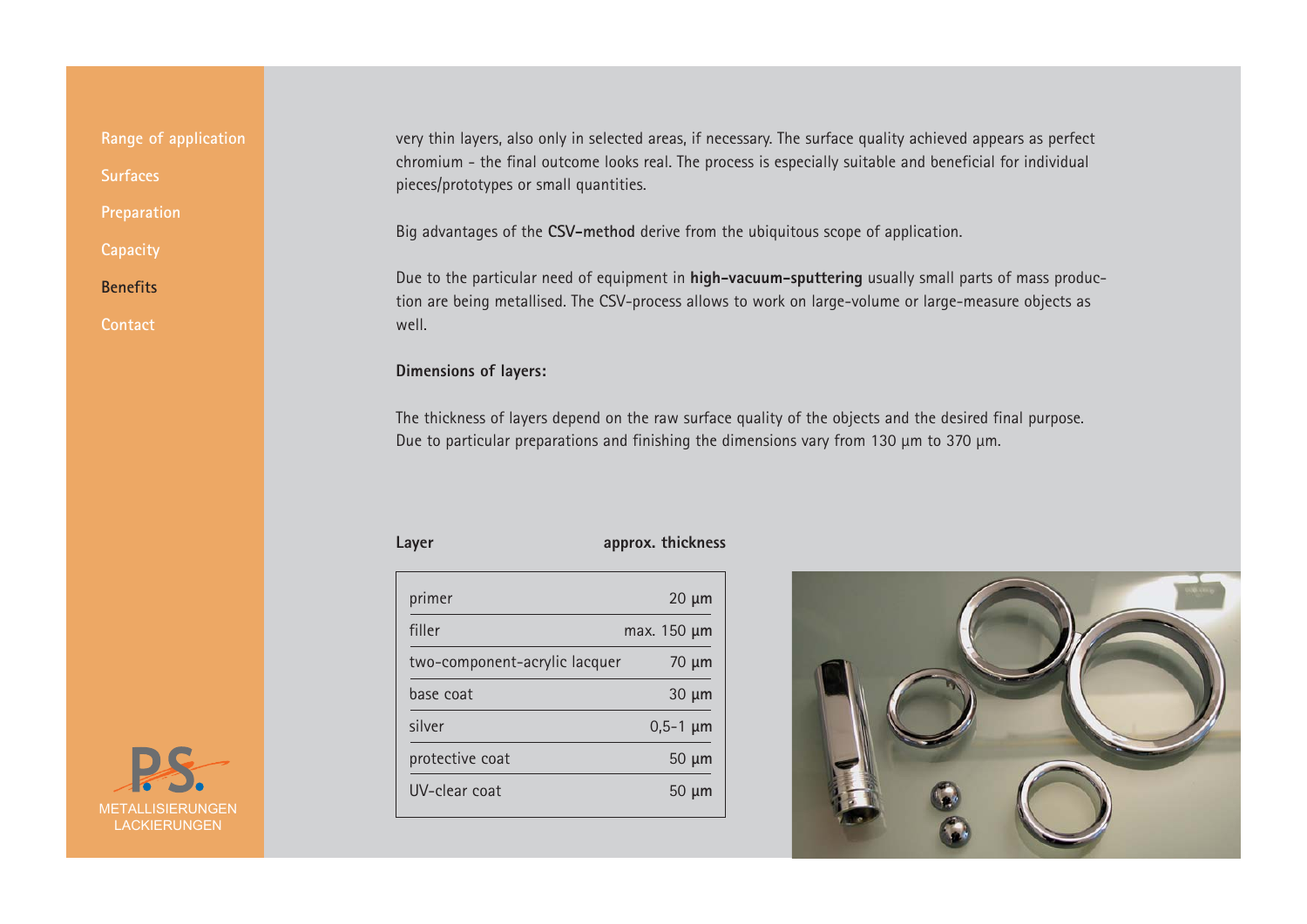- Range of application
- Surfaces
- Preparation
- Capacity
- **Benefits**
- Contact

very thin layers, also only in selected areas, if necessary. The surface quality achieved appears as perfect chromium - the final outcome looks real. The process is especially suitable and beneficial for individual pieces/prototypes or small quantities.

Big advantages of the **CSV-method** derive from the ubiquitous scope of application.

Due to the particular need of equipment in **high-vacuum-sputtering** usually small parts of mass production are being metallised. The CSV-process allows to work on large-volume or large-measure objects as well.

**Dimensions of layers:**

The thickness of layers depend on the raw surface quality of the objects and the desired final purpose. Due to particular preparations and finishing the dimensions vary from 130 µm to 370 µm.

| Layer | approx. thickness |
|---|---|
| primer | 20 µm |
| filler | max. 150 µm |
| two-component-acrylic lacquer | 70 µm |
| base coat | 30 µm |
| silver | 0,5-1 µm |
| protective coat | 50 µm |
| UV-clear coat | 50 µm |

P.S. METALLISIERUNGEN LACKIERUNGEN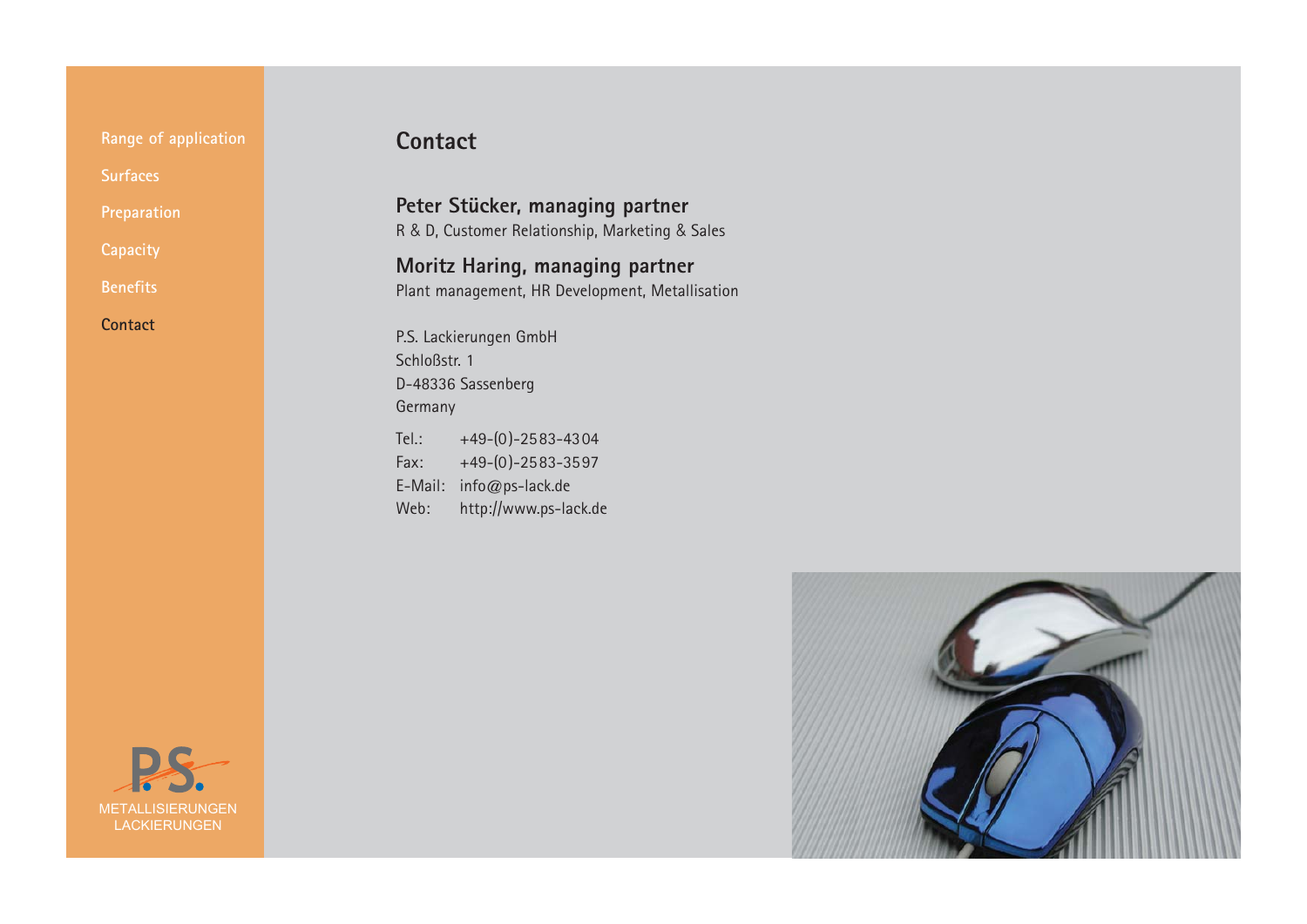Range of application

Surfaces

Preparation

Capacity

Benefits

Contact

# Contact

### Peter Stücker, managing partner

R & D, Customer Relationship, Marketing & Sales

### Moritz Haring, managing partner

Plant management, HR Development, Metallisation

P.S. Lackierungen GmbH
Schloßstr. 1
D-48336 Sassenberg
Germany

| | |
|---|---|
| Tel.: | +49-(0)-2583-4304 |
| Fax: | +49-(0)-2583-3597 |
| E-Mail: | info@ps-lack.de |
| Web: | http://www.ps-lack.de |

P.S.
METALLISIERUNGEN
LACKIERUNGEN